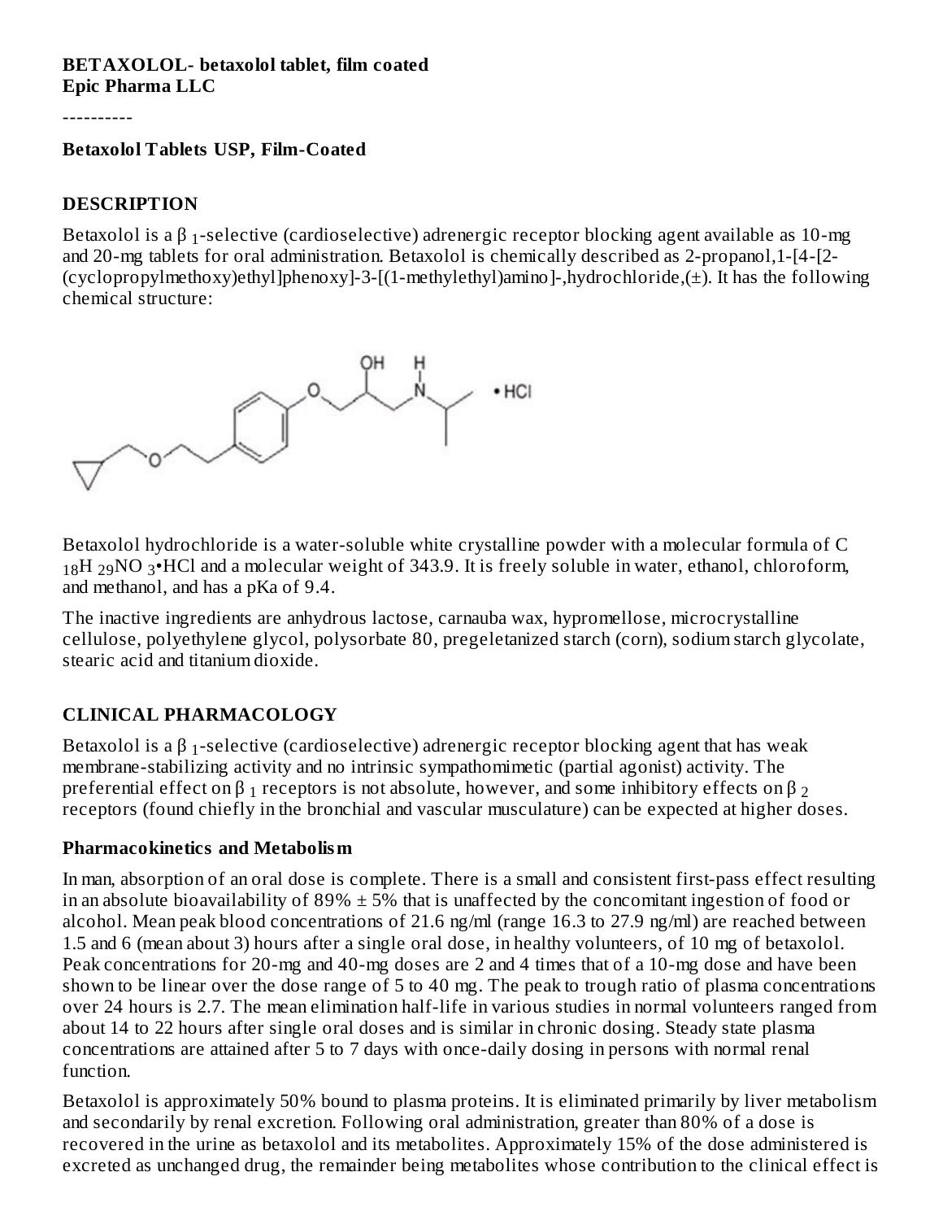**BETAXOLOL- betaxolol tablet, film coated**
**Epic Pharma LLC**

----------

**Betaxolol Tablets USP, Film-Coated**

## DESCRIPTION

Betaxolol is a $\beta_1$-selective (cardioselective) adrenergic receptor blocking agent available as 10-mg and 20-mg tablets for oral administration. Betaxolol is chemically described as 2-propanol,1-[4-[2-(cyclopropylmethoxy)ethyl]phenoxy]-3-[(1-methylethyl)amino]-,hydrochloride,(±). It has the following chemical structure:

Betaxolol hydrochloride is a water-soluble white crystalline powder with a molecular formula of $C_{18}H_{29}NO_3$•HCl and a molecular weight of 343.9. It is freely soluble in water, ethanol, chloroform, and methanol, and has a pKa of 9.4.

The inactive ingredients are anhydrous lactose, carnauba wax, hypromellose, microcrystalline cellulose, polyethylene glycol, polysorbate 80, pregeletanized starch (corn), sodium starch glycolate, stearic acid and titanium dioxide.

## CLINICAL PHARMACOLOGY

Betaxolol is a $\beta_1$-selective (cardioselective) adrenergic receptor blocking agent that has weak membrane-stabilizing activity and no intrinsic sympathomimetic (partial agonist) activity. The preferential effect on $\beta_1$ receptors is not absolute, however, and some inhibitory effects on $\beta_2$ receptors (found chiefly in the bronchial and vascular musculature) can be expected at higher doses.

### Pharmacokinetics and Metabolism

In man, absorption of an oral dose is complete. There is a small and consistent first-pass effect resulting in an absolute bioavailability of 89% ± 5% that is unaffected by the concomitant ingestion of food or alcohol. Mean peak blood concentrations of 21.6 ng/ml (range 16.3 to 27.9 ng/ml) are reached between 1.5 and 6 (mean about 3) hours after a single oral dose, in healthy volunteers, of 10 mg of betaxolol. Peak concentrations for 20-mg and 40-mg doses are 2 and 4 times that of a 10-mg dose and have been shown to be linear over the dose range of 5 to 40 mg. The peak to trough ratio of plasma concentrations over 24 hours is 2.7. The mean elimination half-life in various studies in normal volunteers ranged from about 14 to 22 hours after single oral doses and is similar in chronic dosing. Steady state plasma concentrations are attained after 5 to 7 days with once-daily dosing in persons with normal renal function.

Betaxolol is approximately 50% bound to plasma proteins. It is eliminated primarily by liver metabolism and secondarily by renal excretion. Following oral administration, greater than 80% of a dose is recovered in the urine as betaxolol and its metabolites. Approximately 15% of the dose administered is excreted as unchanged drug, the remainder being metabolites whose contribution to the clinical effect is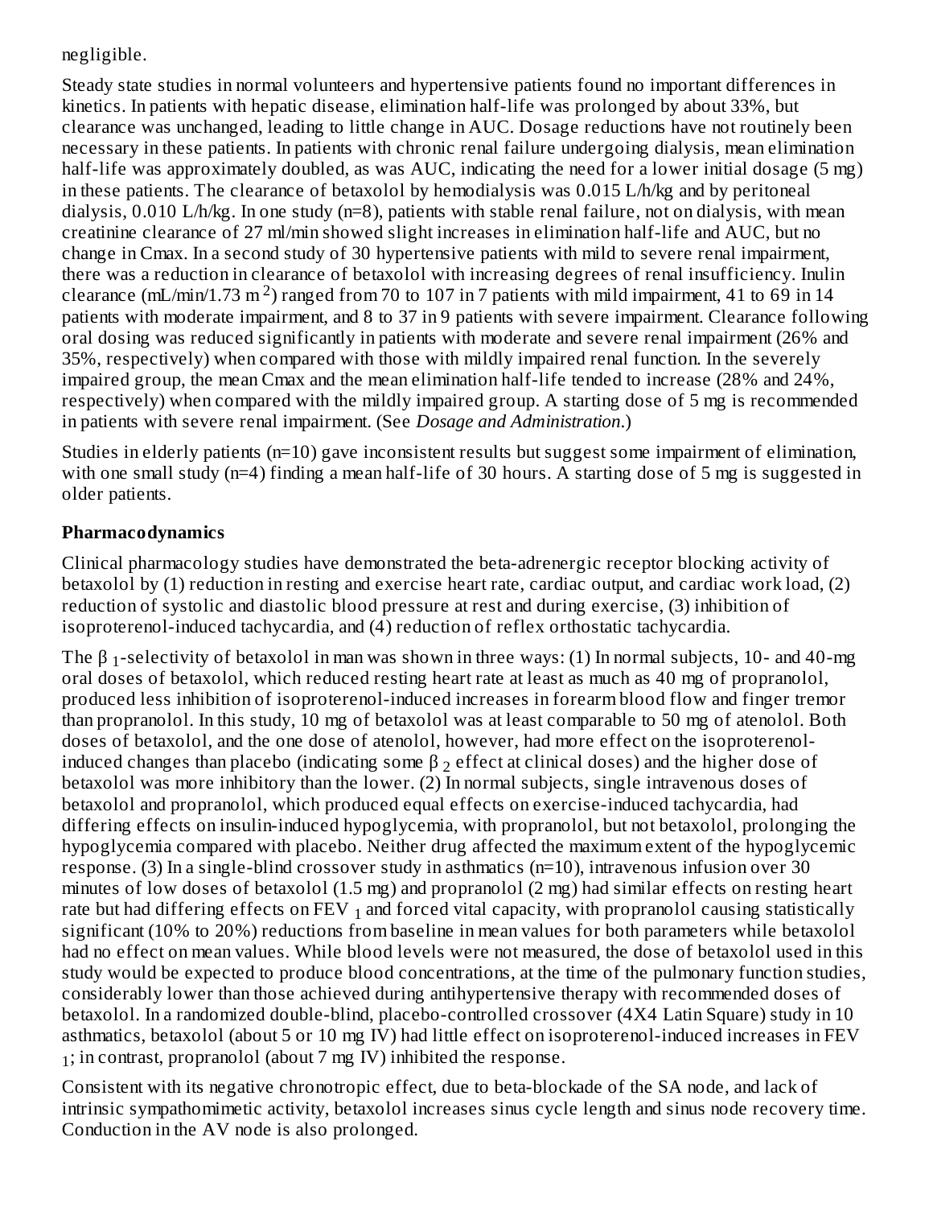negligible.

Steady state studies in normal volunteers and hypertensive patients found no important differences in kinetics. In patients with hepatic disease, elimination half-life was prolonged by about 33%, but clearance was unchanged, leading to little change in AUC. Dosage reductions have not routinely been necessary in these patients. In patients with chronic renal failure undergoing dialysis, mean elimination half-life was approximately doubled, as was AUC, indicating the need for a lower initial dosage (5 mg) in these patients. The clearance of betaxolol by hemodialysis was 0.015 L/h/kg and by peritoneal dialysis, 0.010 L/h/kg. In one study (n=8), patients with stable renal failure, not on dialysis, with mean creatinine clearance of 27 ml/min showed slight increases in elimination half-life and AUC, but no change in Cmax. In a second study of 30 hypertensive patients with mild to severe renal impairment, there was a reduction in clearance of betaxolol with increasing degrees of renal insufficiency. Inulin clearance (mL/min/1.73 $m^2$) ranged from 70 to 107 in 7 patients with mild impairment, 41 to 69 in 14 patients with moderate impairment, and 8 to 37 in 9 patients with severe impairment. Clearance following oral dosing was reduced significantly in patients with moderate and severe renal impairment (26% and 35%, respectively) when compared with those with mildly impaired renal function. In the severely impaired group, the mean Cmax and the mean elimination half-life tended to increase (28% and 24%, respectively) when compared with the mildly impaired group. A starting dose of 5 mg is recommended in patients with severe renal impairment. (See *Dosage and Administration*.)

Studies in elderly patients (n=10) gave inconsistent results but suggest some impairment of elimination, with one small study (n=4) finding a mean half-life of 30 hours. A starting dose of 5 mg is suggested in older patients.

**Pharmacodynamics**

Clinical pharmacology studies have demonstrated the beta-adrenergic receptor blocking activity of betaxolol by (1) reduction in resting and exercise heart rate, cardiac output, and cardiac work load, (2) reduction of systolic and diastolic blood pressure at rest and during exercise, (3) inhibition of isoproterenol-induced tachycardia, and (4) reduction of reflex orthostatic tachycardia.

The $\beta_1$-selectivity of betaxolol in man was shown in three ways: (1) In normal subjects, 10- and 40-mg oral doses of betaxolol, which reduced resting heart rate at least as much as 40 mg of propranolol, produced less inhibition of isoproterenol-induced increases in forearm blood flow and finger tremor than propranolol. In this study, 10 mg of betaxolol was at least comparable to 50 mg of atenolol. Both doses of betaxolol, and the one dose of atenolol, however, had more effect on the isoproterenol-induced changes than placebo (indicating some $\beta_2$ effect at clinical doses) and the higher dose of betaxolol was more inhibitory than the lower. (2) In normal subjects, single intravenous doses of betaxolol and propranolol, which produced equal effects on exercise-induced tachycardia, had differing effects on insulin-induced hypoglycemia, with propranolol, but not betaxolol, prolonging the hypoglycemia compared with placebo. Neither drug affected the maximum extent of the hypoglycemic response. (3) In a single-blind crossover study in asthmatics (n=10), intravenous infusion over 30 minutes of low doses of betaxolol (1.5 mg) and propranolol (2 mg) had similar effects on resting heart rate but had differing effects on $FEV_1$ and forced vital capacity, with propranolol causing statistically significant (10% to 20%) reductions from baseline in mean values for both parameters while betaxolol had no effect on mean values. While blood levels were not measured, the dose of betaxolol used in this study would be expected to produce blood concentrations, at the time of the pulmonary function studies, considerably lower than those achieved during antihypertensive therapy with recommended doses of betaxolol. In a randomized double-blind, placebo-controlled crossover (4X4 Latin Square) study in 10 asthmatics, betaxolol (about 5 or 10 mg IV) had little effect on isoproterenol-induced increases in $FEV_1$; in contrast, propranolol (about 7 mg IV) inhibited the response.

Consistent with its negative chronotropic effect, due to beta-blockade of the SA node, and lack of intrinsic sympathomimetic activity, betaxolol increases sinus cycle length and sinus node recovery time. Conduction in the AV node is also prolonged.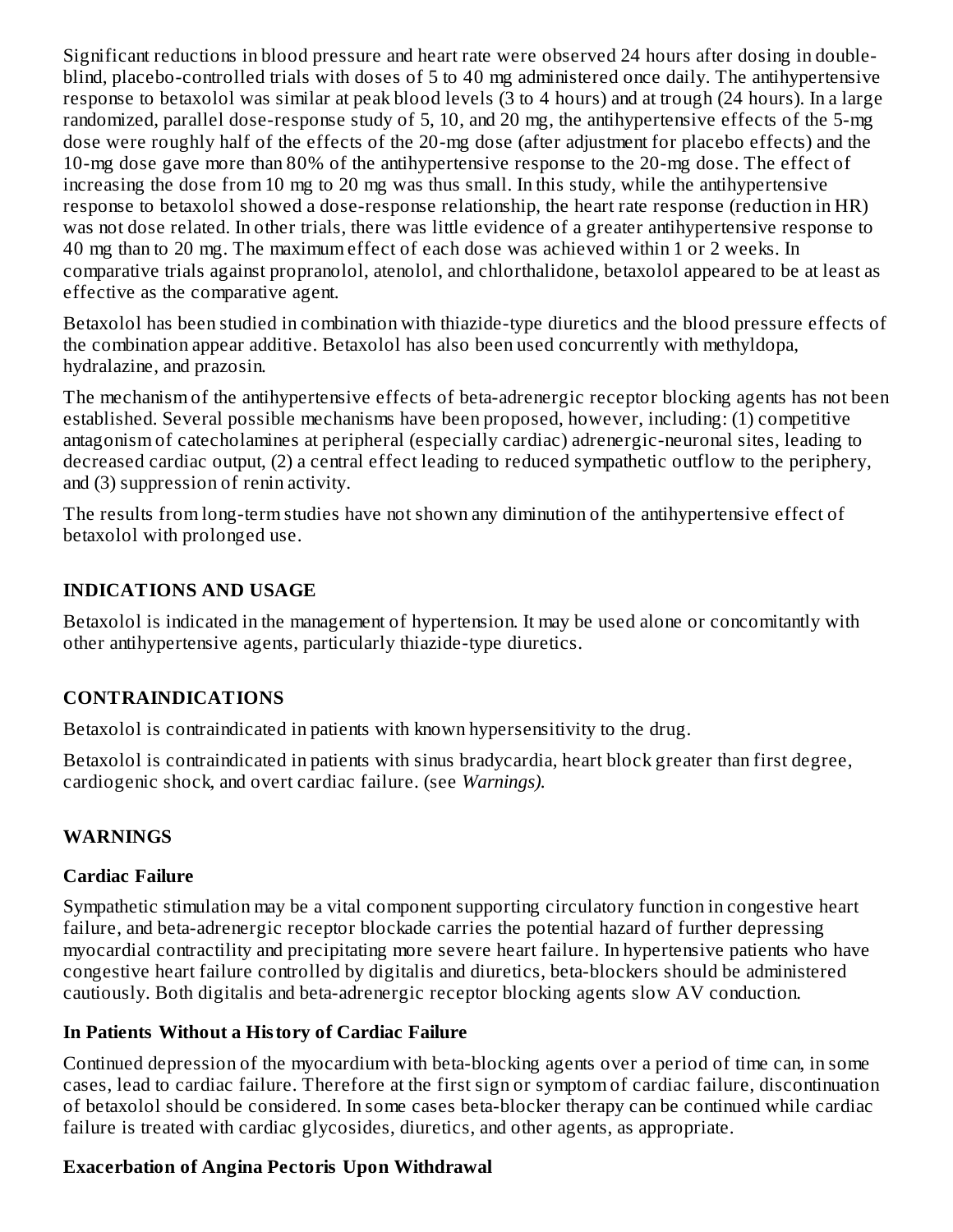Significant reductions in blood pressure and heart rate were observed 24 hours after dosing in double-blind, placebo-controlled trials with doses of 5 to 40 mg administered once daily. The antihypertensive response to betaxolol was similar at peak blood levels (3 to 4 hours) and at trough (24 hours). In a large randomized, parallel dose-response study of 5, 10, and 20 mg, the antihypertensive effects of the 5-mg dose were roughly half of the effects of the 20-mg dose (after adjustment for placebo effects) and the 10-mg dose gave more than 80% of the antihypertensive response to the 20-mg dose. The effect of increasing the dose from 10 mg to 20 mg was thus small. In this study, while the antihypertensive response to betaxolol showed a dose-response relationship, the heart rate response (reduction in HR) was not dose related. In other trials, there was little evidence of a greater antihypertensive response to 40 mg than to 20 mg. The maximum effect of each dose was achieved within 1 or 2 weeks. In comparative trials against propranolol, atenolol, and chlorthalidone, betaxolol appeared to be at least as effective as the comparative agent.

Betaxolol has been studied in combination with thiazide-type diuretics and the blood pressure effects of the combination appear additive. Betaxolol has also been used concurrently with methyldopa, hydralazine, and prazosin.

The mechanism of the antihypertensive effects of beta-adrenergic receptor blocking agents has not been established. Several possible mechanisms have been proposed, however, including: (1) competitive antagonism of catecholamines at peripheral (especially cardiac) adrenergic-neuronal sites, leading to decreased cardiac output, (2) a central effect leading to reduced sympathetic outflow to the periphery, and (3) suppression of renin activity.

The results from long-term studies have not shown any diminution of the antihypertensive effect of betaxolol with prolonged use.

## INDICATIONS AND USAGE

Betaxolol is indicated in the management of hypertension. It may be used alone or concomitantly with other antihypertensive agents, particularly thiazide-type diuretics.

## CONTRAINDICATIONS

Betaxolol is contraindicated in patients with known hypersensitivity to the drug.

Betaxolol is contraindicated in patients with sinus bradycardia, heart block greater than first degree, cardiogenic shock, and overt cardiac failure. (see *Warnings).*

## WARNINGS

### Cardiac Failure

Sympathetic stimulation may be a vital component supporting circulatory function in congestive heart failure, and beta-adrenergic receptor blockade carries the potential hazard of further depressing myocardial contractility and precipitating more severe heart failure. In hypertensive patients who have congestive heart failure controlled by digitalis and diuretics, beta-blockers should be administered cautiously. Both digitalis and beta-adrenergic receptor blocking agents slow AV conduction.

### In Patients Without a History of Cardiac Failure

Continued depression of the myocardium with beta-blocking agents over a period of time can, in some cases, lead to cardiac failure. Therefore at the first sign or symptom of cardiac failure, discontinuation of betaxolol should be considered. In some cases beta-blocker therapy can be continued while cardiac failure is treated with cardiac glycosides, diuretics, and other agents, as appropriate.

### Exacerbation of Angina Pectoris Upon Withdrawal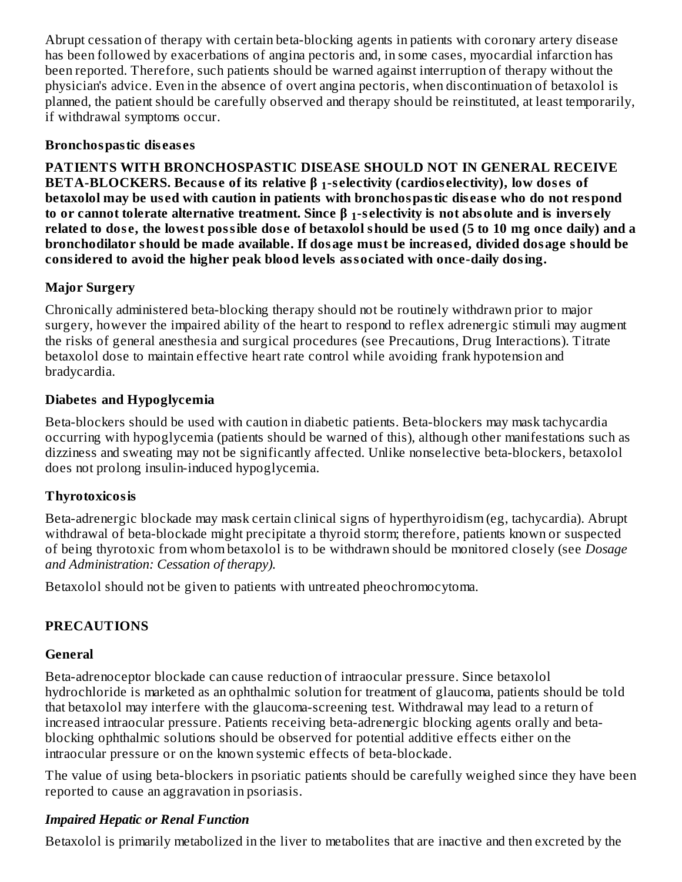Abrupt cessation of therapy with certain beta-blocking agents in patients with coronary artery disease has been followed by exacerbations of angina pectoris and, in some cases, myocardial infarction has been reported. Therefore, such patients should be warned against interruption of therapy without the physician's advice. Even in the absence of overt angina pectoris, when discontinuation of betaxolol is planned, the patient should be carefully observed and therapy should be reinstituted, at least temporarily, if withdrawal symptoms occur.

### Bronchospastic diseases

**PATIENTS WITH BRONCHOSPASTIC DISEASE SHOULD NOT IN GENERAL RECEIVE BETA-BLOCKERS. Because of its relative $\beta_1$-selectivity (cardioselectivity), low doses of betaxolol may be used with caution in patients with bronchospastic disease who do not respond to or cannot tolerate alternative treatment. Since $\beta_1$-selectivity is not absolute and is inversely related to dose, the lowest possible dose of betaxolol should be used (5 to 10 mg once daily) and a bronchodilator should be made available. If dosage must be increased, divided dosage should be considered to avoid the higher peak blood levels associated with once-daily dosing.**

### Major Surgery

Chronically administered beta-blocking therapy should not be routinely withdrawn prior to major surgery, however the impaired ability of the heart to respond to reflex adrenergic stimuli may augment the risks of general anesthesia and surgical procedures (see Precautions, Drug Interactions). Titrate betaxolol dose to maintain effective heart rate control while avoiding frank hypotension and bradycardia.

### Diabetes and Hypoglycemia

Beta-blockers should be used with caution in diabetic patients. Beta-blockers may mask tachycardia occurring with hypoglycemia (patients should be warned of this), although other manifestations such as dizziness and sweating may not be significantly affected. Unlike nonselective beta-blockers, betaxolol does not prolong insulin-induced hypoglycemia.

### Thyrotoxicosis

Beta-adrenergic blockade may mask certain clinical signs of hyperthyroidism (eg, tachycardia). Abrupt withdrawal of beta-blockade might precipitate a thyroid storm; therefore, patients known or suspected of being thyrotoxic from whom betaxolol is to be withdrawn should be monitored closely (see *Dosage and Administration: Cessation of therapy).*

Betaxolol should not be given to patients with untreated pheochromocytoma.

## PRECAUTIONS

### General

Beta-adrenoceptor blockade can cause reduction of intraocular pressure. Since betaxolol hydrochloride is marketed as an ophthalmic solution for treatment of glaucoma, patients should be told that betaxolol may interfere with the glaucoma-screening test. Withdrawal may lead to a return of increased intraocular pressure. Patients receiving beta-adrenergic blocking agents orally and beta-blocking ophthalmic solutions should be observed for potential additive effects either on the intraocular pressure or on the known systemic effects of beta-blockade.

The value of using beta-blockers in psoriatic patients should be carefully weighed since they have been reported to cause an aggravation in psoriasis.

### *Impaired Hepatic or Renal Function*

Betaxolol is primarily metabolized in the liver to metabolites that are inactive and then excreted by the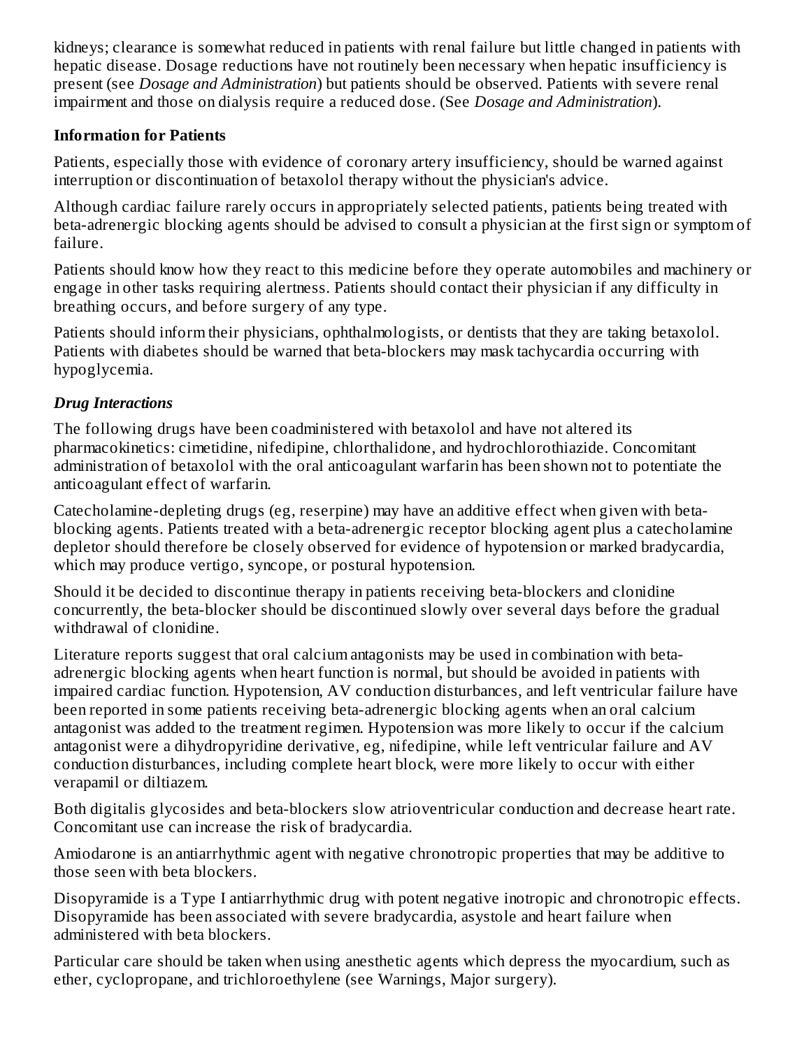kidneys; clearance is somewhat reduced in patients with renal failure but little changed in patients with hepatic disease. Dosage reductions have not routinely been necessary when hepatic insufficiency is present (see *Dosage and Administration*) but patients should be observed. Patients with severe renal impairment and those on dialysis require a reduced dose. (See *Dosage and Administration*).

### Information for Patients

Patients, especially those with evidence of coronary artery insufficiency, should be warned against interruption or discontinuation of betaxolol therapy without the physician's advice.

Although cardiac failure rarely occurs in appropriately selected patients, patients being treated with beta-adrenergic blocking agents should be advised to consult a physician at the first sign or symptom of failure.

Patients should know how they react to this medicine before they operate automobiles and machinery or engage in other tasks requiring alertness. Patients should contact their physician if any difficulty in breathing occurs, and before surgery of any type.

Patients should inform their physicians, ophthalmologists, or dentists that they are taking betaxolol. Patients with diabetes should be warned that beta-blockers may mask tachycardia occurring with hypoglycemia.

### *Drug Interactions*

The following drugs have been coadministered with betaxolol and have not altered its pharmacokinetics: cimetidine, nifedipine, chlorthalidone, and hydrochlorothiazide. Concomitant administration of betaxolol with the oral anticoagulant warfarin has been shown not to potentiate the anticoagulant effect of warfarin.

Catecholamine-depleting drugs (eg, reserpine) may have an additive effect when given with beta-blocking agents. Patients treated with a beta-adrenergic receptor blocking agent plus a catecholamine depletor should therefore be closely observed for evidence of hypotension or marked bradycardia, which may produce vertigo, syncope, or postural hypotension.

Should it be decided to discontinue therapy in patients receiving beta-blockers and clonidine concurrently, the beta-blocker should be discontinued slowly over several days before the gradual withdrawal of clonidine.

Literature reports suggest that oral calcium antagonists may be used in combination with beta-adrenergic blocking agents when heart function is normal, but should be avoided in patients with impaired cardiac function. Hypotension, AV conduction disturbances, and left ventricular failure have been reported in some patients receiving beta-adrenergic blocking agents when an oral calcium antagonist was added to the treatment regimen. Hypotension was more likely to occur if the calcium antagonist were a dihydropyridine derivative, eg, nifedipine, while left ventricular failure and AV conduction disturbances, including complete heart block, were more likely to occur with either verapamil or diltiazem.

Both digitalis glycosides and beta-blockers slow atrioventricular conduction and decrease heart rate. Concomitant use can increase the risk of bradycardia.

Amiodarone is an antiarrhythmic agent with negative chronotropic properties that may be additive to those seen with beta blockers.

Disopyramide is a Type I antiarrhythmic drug with potent negative inotropic and chronotropic effects. Disopyramide has been associated with severe bradycardia, asystole and heart failure when administered with beta blockers.

Particular care should be taken when using anesthetic agents which depress the myocardium, such as ether, cyclopropane, and trichloroethylene (see Warnings, Major surgery).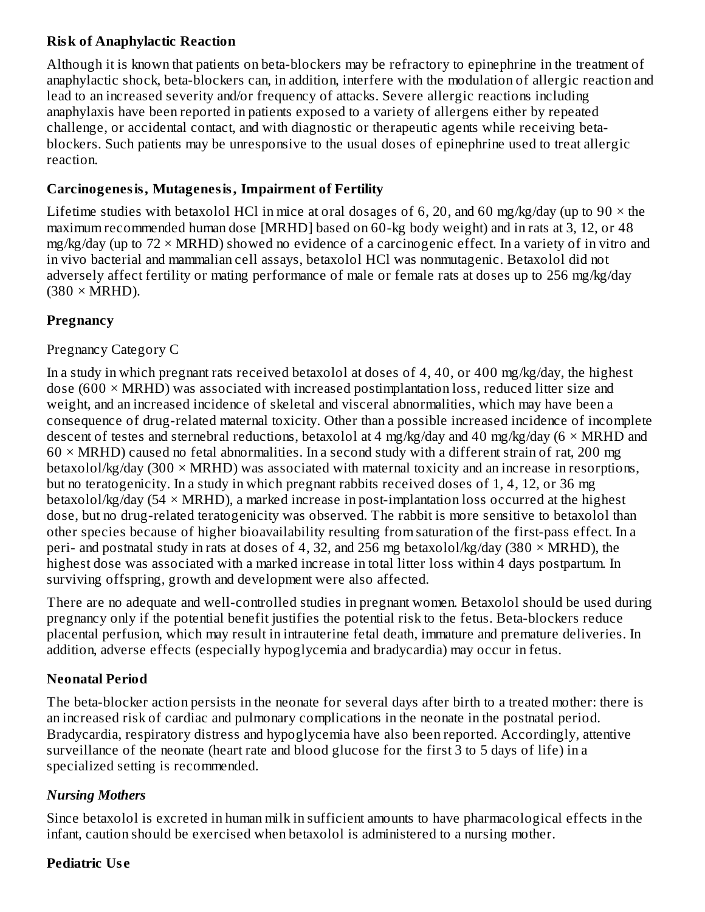**Risk of Anaphylactic Reaction**

Although it is known that patients on beta-blockers may be refractory to epinephrine in the treatment of anaphylactic shock, beta-blockers can, in addition, interfere with the modulation of allergic reaction and lead to an increased severity and/or frequency of attacks. Severe allergic reactions including anaphylaxis have been reported in patients exposed to a variety of allergens either by repeated challenge, or accidental contact, and with diagnostic or therapeutic agents while receiving beta-blockers. Such patients may be unresponsive to the usual doses of epinephrine used to treat allergic reaction.

**Carcinogenesis, Mutagenesis, Impairment of Fertility**

Lifetime studies with betaxolol HCl in mice at oral dosages of 6, 20, and 60 mg/kg/day (up to 90 × the maximum recommended human dose [MRHD] based on 60-kg body weight) and in rats at 3, 12, or 48 mg/kg/day (up to 72 × MRHD) showed no evidence of a carcinogenic effect. In a variety of in vitro and in vivo bacterial and mammalian cell assays, betaxolol HCl was nonmutagenic. Betaxolol did not adversely affect fertility or mating performance of male or female rats at doses up to 256 mg/kg/day (380 × MRHD).

**Pregnancy**

Pregnancy Category C

In a study in which pregnant rats received betaxolol at doses of 4, 40, or 400 mg/kg/day, the highest dose (600 × MRHD) was associated with increased postimplantation loss, reduced litter size and weight, and an increased incidence of skeletal and visceral abnormalities, which may have been a consequence of drug-related maternal toxicity. Other than a possible increased incidence of incomplete descent of testes and sternebral reductions, betaxolol at 4 mg/kg/day and 40 mg/kg/day (6 × MRHD and 60 × MRHD) caused no fetal abnormalities. In a second study with a different strain of rat, 200 mg betaxolol/kg/day (300 × MRHD) was associated with maternal toxicity and an increase in resorptions, but no teratogenicity. In a study in which pregnant rabbits received doses of 1, 4, 12, or 36 mg betaxolol/kg/day (54 × MRHD), a marked increase in post-implantation loss occurred at the highest dose, but no drug-related teratogenicity was observed. The rabbit is more sensitive to betaxolol than other species because of higher bioavailability resulting from saturation of the first-pass effect. In a peri- and postnatal study in rats at doses of 4, 32, and 256 mg betaxolol/kg/day (380 × MRHD), the highest dose was associated with a marked increase in total litter loss within 4 days postpartum. In surviving offspring, growth and development were also affected.

There are no adequate and well-controlled studies in pregnant women. Betaxolol should be used during pregnancy only if the potential benefit justifies the potential risk to the fetus. Beta-blockers reduce placental perfusion, which may result in intrauterine fetal death, immature and premature deliveries. In addition, adverse effects (especially hypoglycemia and bradycardia) may occur in fetus.

**Neonatal Period**

The beta-blocker action persists in the neonate for several days after birth to a treated mother: there is an increased risk of cardiac and pulmonary complications in the neonate in the postnatal period. Bradycardia, respiratory distress and hypoglycemia have also been reported. Accordingly, attentive surveillance of the neonate (heart rate and blood glucose for the first 3 to 5 days of life) in a specialized setting is recommended.

***Nursing Mothers***

Since betaxolol is excreted in human milk in sufficient amounts to have pharmacological effects in the infant, caution should be exercised when betaxolol is administered to a nursing mother.

**Pediatric Use**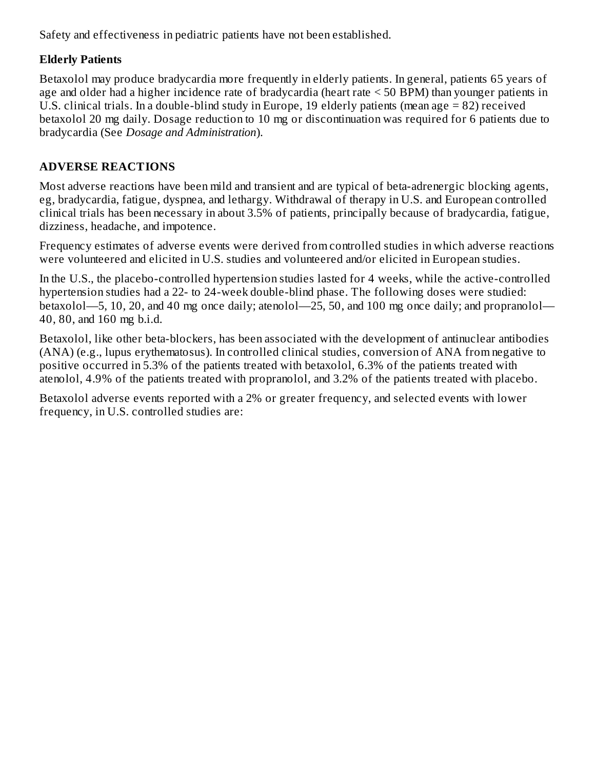Safety and effectiveness in pediatric patients have not been established.

**Elderly Patients**

Betaxolol may produce bradycardia more frequently in elderly patients. In general, patients 65 years of age and older had a higher incidence rate of bradycardia (heart rate < 50 BPM) than younger patients in U.S. clinical trials. In a double-blind study in Europe, 19 elderly patients (mean age = 82) received betaxolol 20 mg daily. Dosage reduction to 10 mg or discontinuation was required for 6 patients due to bradycardia (See *Dosage and Administration*).

## ADVERSE REACTIONS

Most adverse reactions have been mild and transient and are typical of beta-adrenergic blocking agents, eg, bradycardia, fatigue, dyspnea, and lethargy. Withdrawal of therapy in U.S. and European controlled clinical trials has been necessary in about 3.5% of patients, principally because of bradycardia, fatigue, dizziness, headache, and impotence.

Frequency estimates of adverse events were derived from controlled studies in which adverse reactions were volunteered and elicited in U.S. studies and volunteered and/or elicited in European studies.

In the U.S., the placebo-controlled hypertension studies lasted for 4 weeks, while the active-controlled hypertension studies had a 22- to 24-week double-blind phase. The following doses were studied: betaxolol—5, 10, 20, and 40 mg once daily; atenolol—25, 50, and 100 mg once daily; and propranolol—40, 80, and 160 mg b.i.d.

Betaxolol, like other beta-blockers, has been associated with the development of antinuclear antibodies (ANA) (e.g., lupus erythematosus). In controlled clinical studies, conversion of ANA from negative to positive occurred in 5.3% of the patients treated with betaxolol, 6.3% of the patients treated with atenolol, 4.9% of the patients treated with propranolol, and 3.2% of the patients treated with placebo.

Betaxolol adverse events reported with a 2% or greater frequency, and selected events with lower frequency, in U.S. controlled studies are: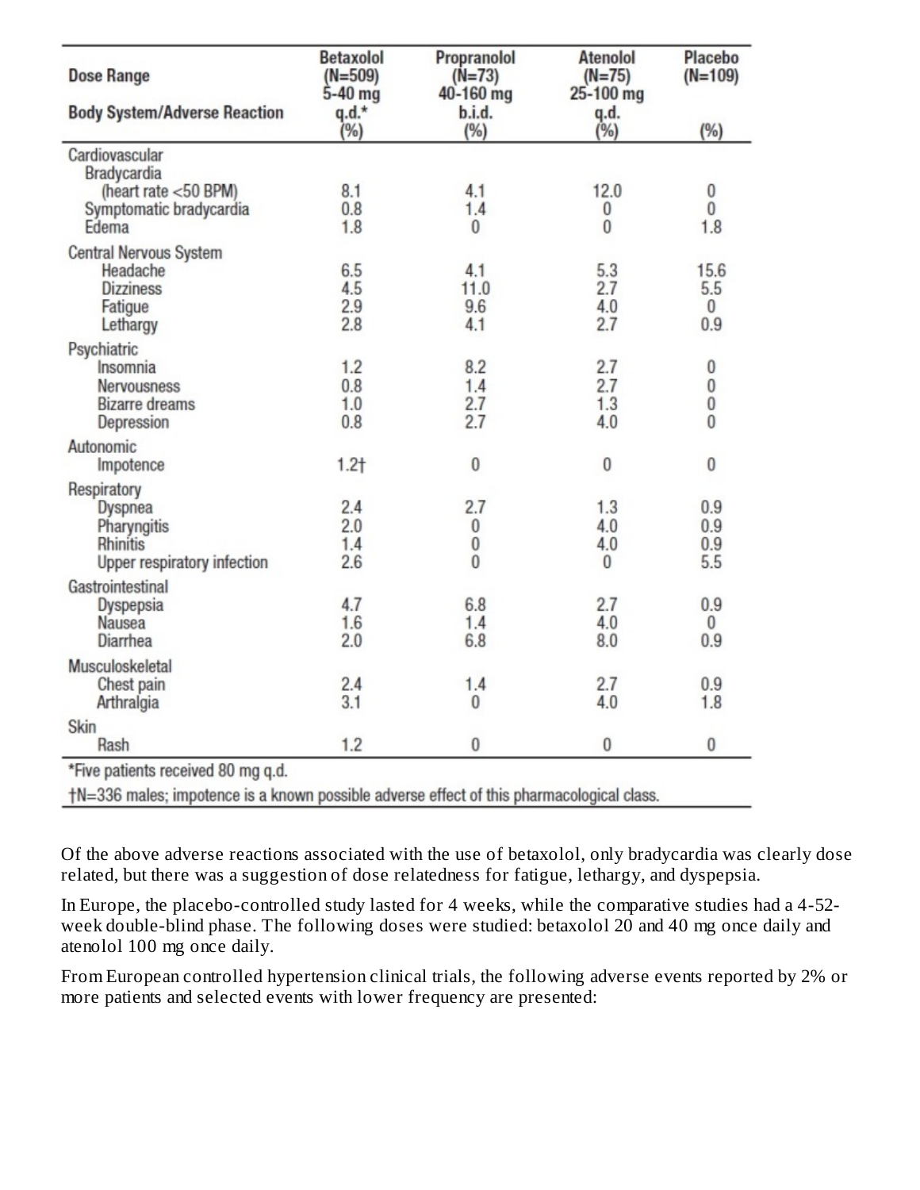| Dose Range<br><br>Body System/Adverse Reaction | Betaxolol (N=509) 5-40 mg q.d.* (%) | Propranolol (N=73) 40-160 mg b.i.d. (%) | Atenolol (N=75) 25-100 mg q.d. (%) | Placebo (N=109)<br><br>(%) |
|---|---|---|---|---|
| **Cardiovascular** | | | | |
| Bradycardia (heart rate <50 BPM) | 8.1 | 4.1 | 12.0 | 0 |
| Symptomatic bradycardia | 0.8 | 1.4 | 0 | 0 |
| Edema | 1.8 | 0 | 0 | 1.8 |
| **Central Nervous System** | | | | |
| Headache | 6.5 | 4.1 | 5.3 | 15.6 |
| Dizziness | 4.5 | 11.0 | 2.7 | 5.5 |
| Fatigue | 2.9 | 9.6 | 4.0 | 0 |
| Lethargy | 2.8 | 4.1 | 2.7 | 0.9 |
| **Psychiatric** | | | | |
| Insomnia | 1.2 | 8.2 | 2.7 | 0 |
| Nervousness | 0.8 | 1.4 | 2.7 | 0 |
| Bizarre dreams | 1.0 | 2.7 | 1.3 | 0 |
| Depression | 0.8 | 2.7 | 4.0 | 0 |
| **Autonomic** | | | | |
| Impotence | 1.2† | 0 | 0 | 0 |
| **Respiratory** | | | | |
| Dyspnea | 2.4 | 2.7 | 1.3 | 0.9 |
| Pharyngitis | 2.0 | 0 | 4.0 | 0.9 |
| Rhinitis | 1.4 | 0 | 4.0 | 0.9 |
| Upper respiratory infection | 2.6 | 0 | 0 | 5.5 |
| **Gastrointestinal** | | | | |
| Dyspepsia | 4.7 | 6.8 | 2.7 | 0.9 |
| Nausea | 1.6 | 1.4 | 4.0 | 0 |
| Diarrhea | 2.0 | 6.8 | 8.0 | 0.9 |
| **Musculoskeletal** | | | | |
| Chest pain | 2.4 | 1.4 | 2.7 | 0.9 |
| Arthralgia | 3.1 | 0 | 4.0 | 1.8 |
| **Skin** | | | | |
| Rash | 1.2 | 0 | 0 | 0 |

*Five patients received 80 mg q.d.

†N=336 males; impotence is a known possible adverse effect of this pharmacological class.

Of the above adverse reactions associated with the use of betaxolol, only bradycardia was clearly dose related, but there was a suggestion of dose relatedness for fatigue, lethargy, and dyspepsia.

In Europe, the placebo-controlled study lasted for 4 weeks, while the comparative studies had a 4-52-week double-blind phase. The following doses were studied: betaxolol 20 and 40 mg once daily and atenolol 100 mg once daily.

From European controlled hypertension clinical trials, the following adverse events reported by 2% or more patients and selected events with lower frequency are presented: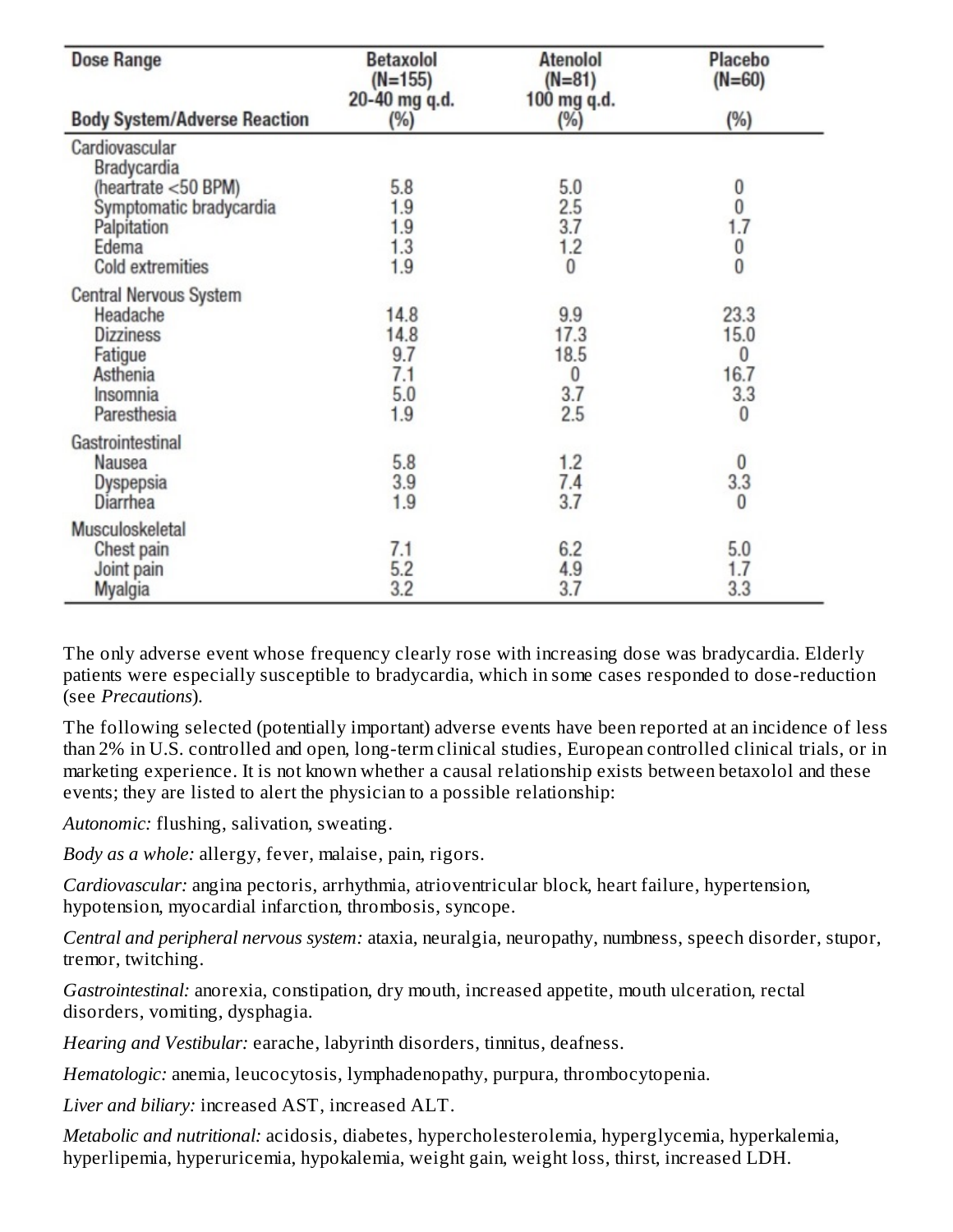| Dose Range<br><br>Body System/Adverse Reaction | Betaxolol (N=155) 20-40 mg q.d. (%) | Atenolol (N=81) 100 mg q.d. (%) | Placebo (N=60) (%) |
|---|---|---|---|
| Cardiovascular | | | |
| Bradycardia (heartrate <50 BPM) | 5.8 | 5.0 | 0 |
| Symptomatic bradycardia | 1.9 | 2.5 | 0 |
| Palpitation | 1.9 | 3.7 | 1.7 |
| Edema | 1.3 | 1.2 | 0 |
| Cold extremities | 1.9 | 0 | 0 |
| Central Nervous System | | | |
| Headache | 14.8 | 9.9 | 23.3 |
| Dizziness | 14.8 | 17.3 | 15.0 |
| Fatigue | 9.7 | 18.5 | 0 |
| Asthenia | 7.1 | 0 | 16.7 |
| Insomnia | 5.0 | 3.7 | 3.3 |
| Paresthesia | 1.9 | 2.5 | 0 |
| Gastrointestinal | | | |
| Nausea | 5.8 | 1.2 | 0 |
| Dyspepsia | 3.9 | 7.4 | 3.3 |
| Diarrhea | 1.9 | 3.7 | 0 |
| Musculoskeletal | | | |
| Chest pain | 7.1 | 6.2 | 5.0 |
| Joint pain | 5.2 | 4.9 | 1.7 |
| Myalgia | 3.2 | 3.7 | 3.3 |

The only adverse event whose frequency clearly rose with increasing dose was bradycardia. Elderly patients were especially susceptible to bradycardia, which in some cases responded to dose-reduction (see *Precautions*).

The following selected (potentially important) adverse events have been reported at an incidence of less than 2% in U.S. controlled and open, long-term clinical studies, European controlled clinical trials, or in marketing experience. It is not known whether a causal relationship exists between betaxolol and these events; they are listed to alert the physician to a possible relationship:

*Autonomic:* flushing, salivation, sweating.

*Body as a whole:* allergy, fever, malaise, pain, rigors.

*Cardiovascular:* angina pectoris, arrhythmia, atrioventricular block, heart failure, hypertension, hypotension, myocardial infarction, thrombosis, syncope.

*Central and peripheral nervous system:* ataxia, neuralgia, neuropathy, numbness, speech disorder, stupor, tremor, twitching.

*Gastrointestinal:* anorexia, constipation, dry mouth, increased appetite, mouth ulceration, rectal disorders, vomiting, dysphagia.

*Hearing and Vestibular:* earache, labyrinth disorders, tinnitus, deafness.

*Hematologic:* anemia, leucocytosis, lymphadenopathy, purpura, thrombocytopenia.

*Liver and biliary:* increased AST, increased ALT.

*Metabolic and nutritional:* acidosis, diabetes, hypercholesterolemia, hyperglycemia, hyperkalemia, hyperlipemia, hyperuricemia, hypokalemia, weight gain, weight loss, thirst, increased LDH.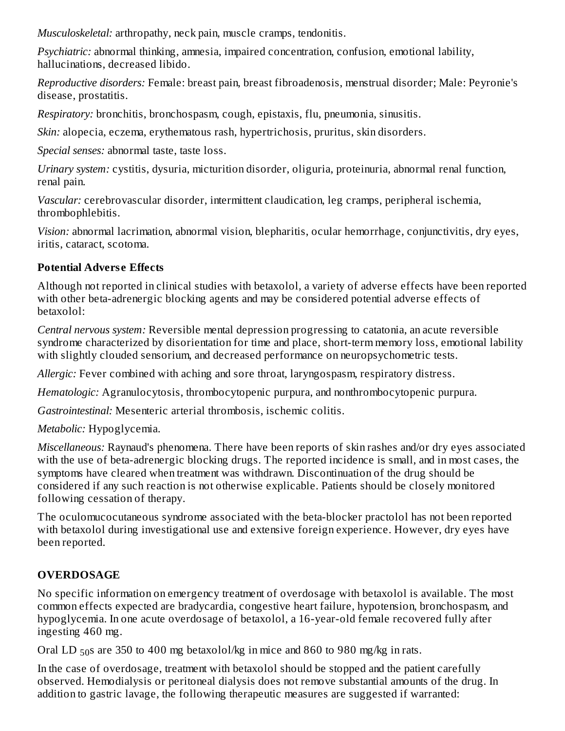*Musculoskeletal:* arthropathy, neck pain, muscle cramps, tendonitis.

*Psychiatric:* abnormal thinking, amnesia, impaired concentration, confusion, emotional lability, hallucinations, decreased libido.

*Reproductive disorders:* Female: breast pain, breast fibroadenosis, menstrual disorder; Male: Peyronie's disease, prostatitis.

*Respiratory:* bronchitis, bronchospasm, cough, epistaxis, flu, pneumonia, sinusitis.

*Skin:* alopecia, eczema, erythematous rash, hypertrichosis, pruritus, skin disorders.

*Special senses:* abnormal taste, taste loss.

*Urinary system:* cystitis, dysuria, micturition disorder, oliguria, proteinuria, abnormal renal function, renal pain.

*Vascular:* cerebrovascular disorder, intermittent claudication, leg cramps, peripheral ischemia, thrombophlebitis.

*Vision:* abnormal lacrimation, abnormal vision, blepharitis, ocular hemorrhage, conjunctivitis, dry eyes, iritis, cataract, scotoma.

**Potential Adverse Effects**

Although not reported in clinical studies with betaxolol, a variety of adverse effects have been reported with other beta-adrenergic blocking agents and may be considered potential adverse effects of betaxolol:

*Central nervous system:* Reversible mental depression progressing to catatonia, an acute reversible syndrome characterized by disorientation for time and place, short-term memory loss, emotional lability with slightly clouded sensorium, and decreased performance on neuropsychometric tests.

*Allergic:* Fever combined with aching and sore throat, laryngospasm, respiratory distress.

*Hematologic:* Agranulocytosis, thrombocytopenic purpura, and nonthrombocytopenic purpura.

*Gastrointestinal:* Mesenteric arterial thrombosis, ischemic colitis.

*Metabolic:* Hypoglycemia.

*Miscellaneous:* Raynaud's phenomena. There have been reports of skin rashes and/or dry eyes associated with the use of beta-adrenergic blocking drugs. The reported incidence is small, and in most cases, the symptoms have cleared when treatment was withdrawn. Discontinuation of the drug should be considered if any such reaction is not otherwise explicable. Patients should be closely monitored following cessation of therapy.

The oculomucocutaneous syndrome associated with the beta-blocker practolol has not been reported with betaxolol during investigational use and extensive foreign experience. However, dry eyes have been reported.

## OVERDOSAGE

No specific information on emergency treatment of overdosage with betaxolol is available. The most common effects expected are bradycardia, congestive heart failure, hypotension, bronchospasm, and hypoglycemia. In one acute overdosage of betaxolol, a 16-year-old female recovered fully after ingesting 460 mg.

Oral $LD_{50}$s are 350 to 400 mg betaxolol/kg in mice and 860 to 980 mg/kg in rats.

In the case of overdosage, treatment with betaxolol should be stopped and the patient carefully observed. Hemodialysis or peritoneal dialysis does not remove substantial amounts of the drug. In addition to gastric lavage, the following therapeutic measures are suggested if warranted: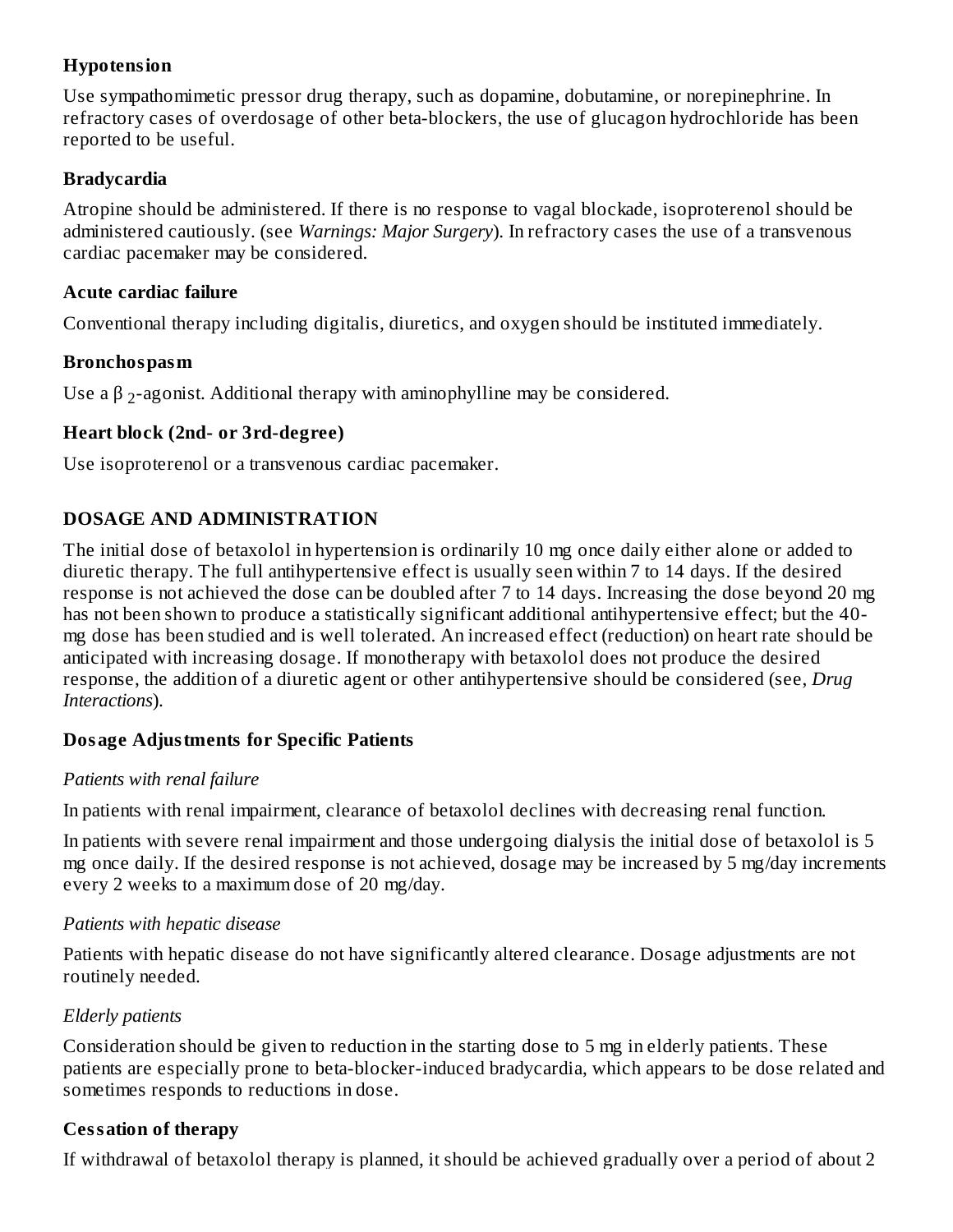**Hypotension**

Use sympathomimetic pressor drug therapy, such as dopamine, dobutamine, or norepinephrine. In refractory cases of overdosage of other beta-blockers, the use of glucagon hydrochloride has been reported to be useful.

**Bradycardia**

Atropine should be administered. If there is no response to vagal blockade, isoproterenol should be administered cautiously. (see *Warnings: Major Surgery*). In refractory cases the use of a transvenous cardiac pacemaker may be considered.

**Acute cardiac failure**

Conventional therapy including digitalis, diuretics, and oxygen should be instituted immediately.

**Bronchospasm**

Use a $\beta_2$-agonist. Additional therapy with aminophylline may be considered.

**Heart block (2nd- or 3rd-degree)**

Use isoproterenol or a transvenous cardiac pacemaker.

## DOSAGE AND ADMINISTRATION

The initial dose of betaxolol in hypertension is ordinarily 10 mg once daily either alone or added to diuretic therapy. The full antihypertensive effect is usually seen within 7 to 14 days. If the desired response is not achieved the dose can be doubled after 7 to 14 days. Increasing the dose beyond 20 mg has not been shown to produce a statistically significant additional antihypertensive effect; but the 40-mg dose has been studied and is well tolerated. An increased effect (reduction) on heart rate should be anticipated with increasing dosage. If monotherapy with betaxolol does not produce the desired response, the addition of a diuretic agent or other antihypertensive should be considered (see, *Drug Interactions*).

### Dosage Adjustments for Specific Patients

*Patients with renal failure*

In patients with renal impairment, clearance of betaxolol declines with decreasing renal function.

In patients with severe renal impairment and those undergoing dialysis the initial dose of betaxolol is 5 mg once daily. If the desired response is not achieved, dosage may be increased by 5 mg/day increments every 2 weeks to a maximum dose of 20 mg/day.

*Patients with hepatic disease*

Patients with hepatic disease do not have significantly altered clearance. Dosage adjustments are not routinely needed.

*Elderly patients*

Consideration should be given to reduction in the starting dose to 5 mg in elderly patients. These patients are especially prone to beta-blocker-induced bradycardia, which appears to be dose related and sometimes responds to reductions in dose.

### Cessation of therapy

If withdrawal of betaxolol therapy is planned, it should be achieved gradually over a period of about 2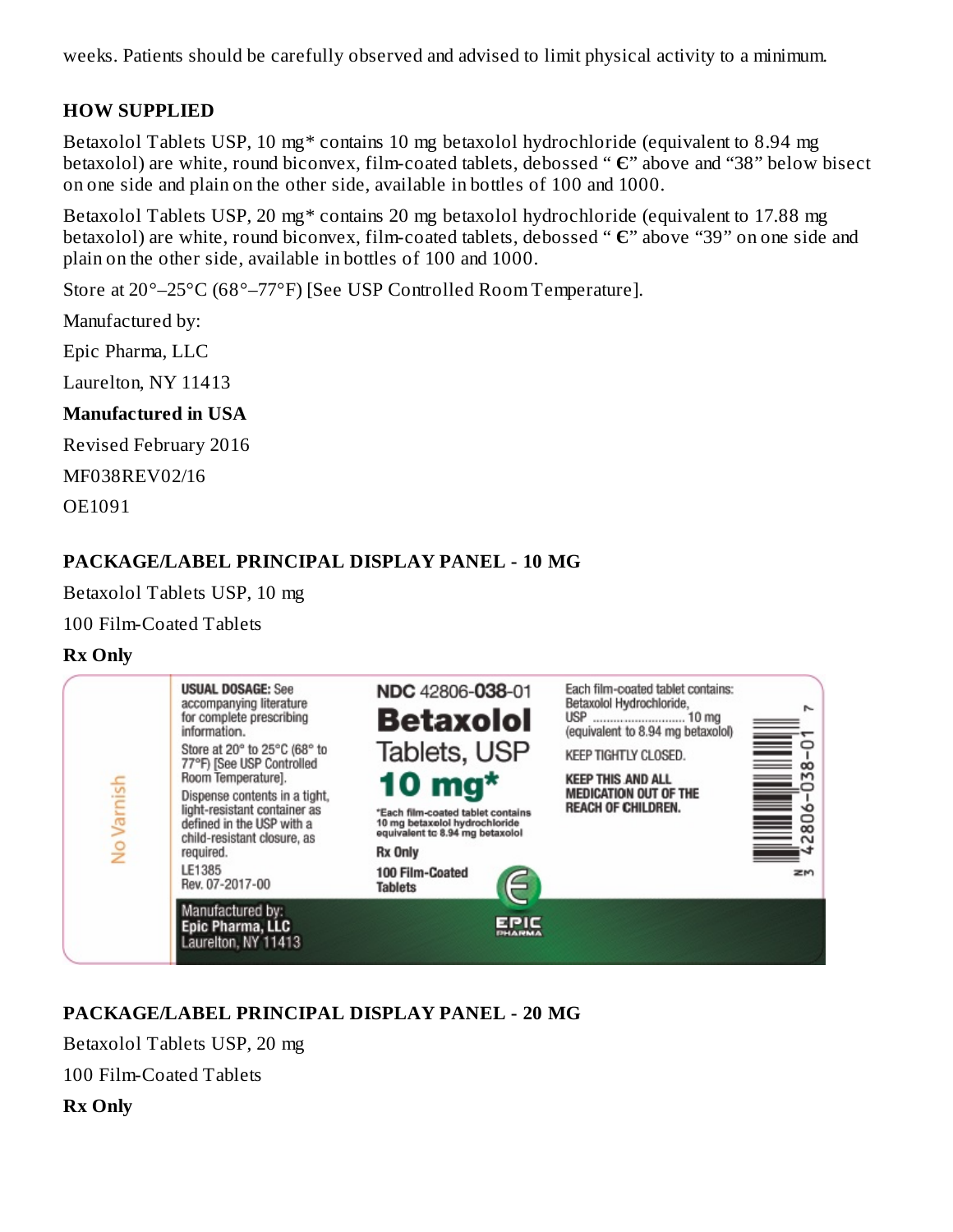weeks. Patients should be carefully observed and advised to limit physical activity to a minimum.

## HOW SUPPLIED

Betaxolol Tablets USP, 10 mg* contains 10 mg betaxolol hydrochloride (equivalent to 8.94 mg betaxolol) are white, round biconvex, film-coated tablets, debossed " Є" above and "38" below bisect on one side and plain on the other side, available in bottles of 100 and 1000.

Betaxolol Tablets USP, 20 mg* contains 20 mg betaxolol hydrochloride (equivalent to 17.88 mg betaxolol) are white, round biconvex, film-coated tablets, debossed " Є" above "39" on one side and plain on the other side, available in bottles of 100 and 1000.

Store at 20°–25°C (68°–77°F) [See USP Controlled Room Temperature].

Manufactured by:

Epic Pharma, LLC

Laurelton, NY 11413

**Manufactured in USA**

Revised February 2016

MF038REV02/16

OE1091

## PACKAGE/LABEL PRINCIPAL DISPLAY PANEL - 10 MG

Betaxolol Tablets USP, 10 mg

100 Film-Coated Tablets

**Rx Only**

No Varnish

**USUAL DOSAGE:** See accompanying literature for complete prescribing information.

Store at 20° to 25°C (68° to 77°F) [See USP Controlled Room Temperature].

Dispense contents in a tight, light-resistant container as defined in the USP with a child-resistant closure, as required.

LE1385
Rev. 07-2017-00

Manufactured by:
**Epic Pharma, LLC**
Laurelton, NY 11413

NDC 42806-**038**-01

**Betaxolol**
Tablets, USP
**10 mg***

*Each film-coated tablet contains 10 mg betaxolol hydrochloride equivalent to 8.94 mg betaxolol

**Rx Only**

**100 Film-Coated Tablets**

EPIC PHARMA

Each film-coated tablet contains:
Betaxolol Hydrochloride, USP .......................... 10 mg
(equivalent to 8.94 mg betaxolol)

KEEP TIGHTLY CLOSED.

**KEEP THIS AND ALL MEDICATION OUT OF THE REACH OF CHILDREN.**

N 3 42806-038-01 7

## PACKAGE/LABEL PRINCIPAL DISPLAY PANEL - 20 MG

Betaxolol Tablets USP, 20 mg

100 Film-Coated Tablets

**Rx Only**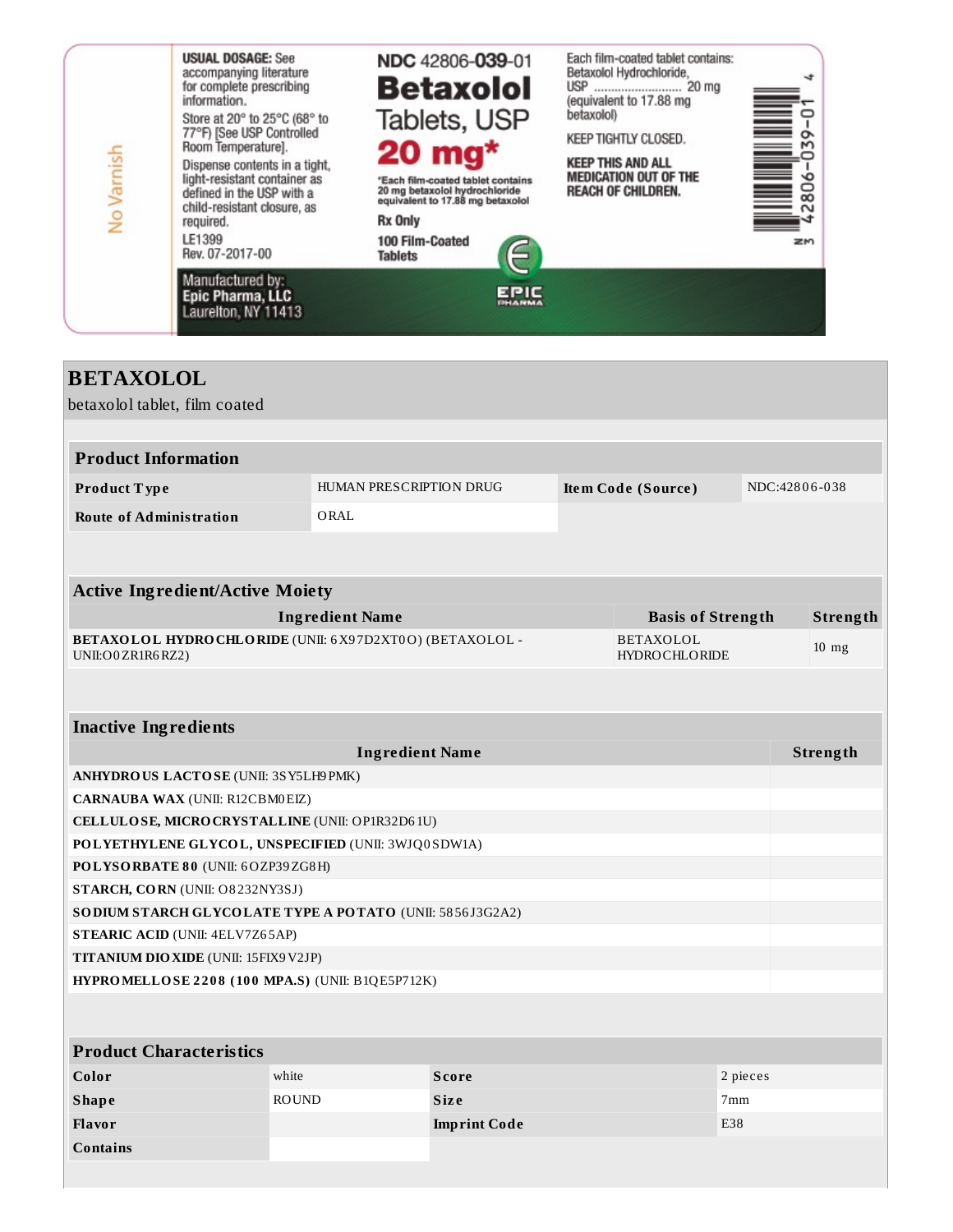No Varnish

USUAL DOSAGE: See accompanying literature for complete prescribing information.

Store at 20° to 25°C (68° to 77°F) [See USP Controlled Room Temperature].

Dispense contents in a tight, light-resistant container as defined in the USP with a child-resistant closure, as required.

LE1399
Rev. 07-2017-00

Manufactured by:
Epic Pharma, LLC
Laurelton, NY 11413

NDC 42806-039-01

**Betaxolol**
Tablets, USP
**20 mg***

*Each film-coated tablet contains 20 mg betaxolol hydrochloride equivalent to 17.88 mg betaxolol

Rx Only

100 Film-Coated Tablets

EPIC PHARMA

Each film-coated tablet contains:
Betaxolol Hydrochloride, USP .......................... 20 mg
(equivalent to 17.88 mg betaxolol)

KEEP TIGHTLY CLOSED.

KEEP THIS AND ALL MEDICATION OUT OF THE REACH OF CHILDREN.

N 3 42806-039-01 4

# BETAXOLOL

betaxolol tablet, film coated

| Product Information | | | |
|---|---|---|---|
| **Product Type** | HUMAN PRESCRIPTION DRUG | **Item Code (Source)** | NDC:42806-038 |
| **Route of Administration** | ORAL | | |

| Active Ingredient/Active Moiety | | |
|---|---|---|
| **Ingredient Name** | **Basis of Strength** | **Strength** |
| **BETAXOLOL HYDROCHLORIDE** (UNII: 6X97D2XT0O) (BETAXOLOL - UNII:O0ZR1R6RZ2) | BETAXOLOL HYDROCHLORIDE | 10 mg |

| Inactive Ingredients | |
|---|---|
| **Ingredient Name** | **Strength** |
| **ANHYDROUS LACTOSE** (UNII: 3SY5LH9PMK) | |
| **CARNAUBA WAX** (UNII: R12CBM0EIZ) | |
| **CELLULOSE, MICROCRYSTALLINE** (UNII: OP1R32D61U) | |
| **POLYETHYLENE GLYCOL, UNSPECIFIED** (UNII: 3WJQ0SDW1A) | |
| **POLYSORBATE 80** (UNII: 6OZP39ZG8H) | |
| **STARCH, CORN** (UNII: O8232NY3SJ) | |
| **SODIUM STARCH GLYCOLATE TYPE A POTATO** (UNII: 5856J3G2A2) | |
| **STEARIC ACID** (UNII: 4ELV7Z65AP) | |
| **TITANIUM DIOXIDE** (UNII: 15FIX9V2JP) | |
| **HYPROMELLOSE 2208 (100 MPA.S)** (UNII: B1QE5P712K) | |

| Product Characteristics | | | |
|---|---|---|---|
| **Color** | white | **Score** | 2 pieces |
| **Shape** | ROUND | **Size** | 7mm |
| **Flavor** | | **Imprint Code** | E38 |
| **Contains** | | | |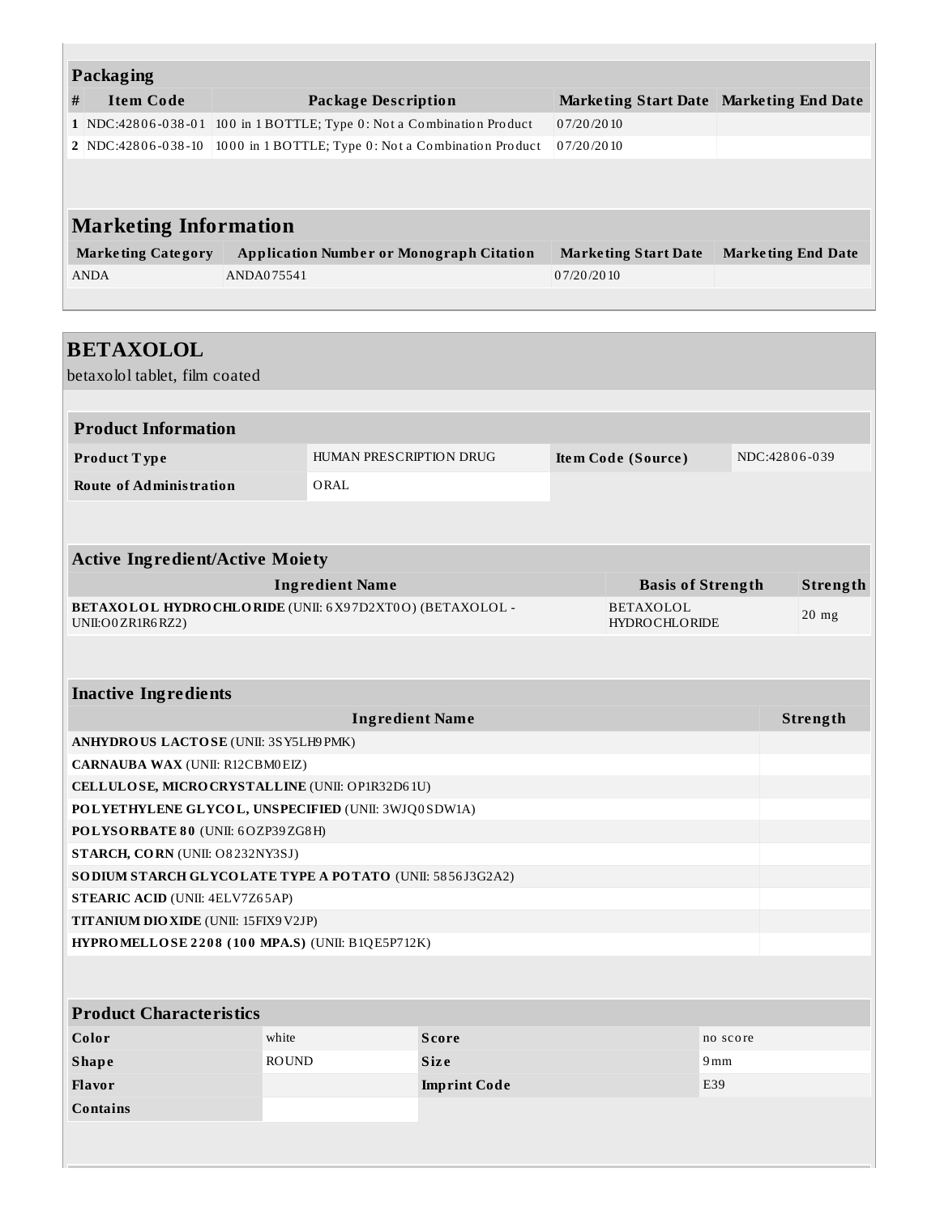## Packaging

| # | Item Code | Package Description | Marketing Start Date | Marketing End Date |
|---|---|---|---|---|
| 1 | NDC:42806-038-01 | 100 in 1 BOTTLE; Type 0: Not a Combination Product | 07/20/2010 | |
| 2 | NDC:42806-038-10 | 1000 in 1 BOTTLE; Type 0: Not a Combination Product | 07/20/2010 | |

## Marketing Information

| Marketing Category | Application Number or Monograph Citation | Marketing Start Date | Marketing End Date |
|---|---|---|---|
| ANDA | ANDA075541 | 07/20/2010 | |

# BETAXOLOL

betaxolol tablet, film coated

## Product Information

| | | | |
|---|---|---|---|
| **Product Type** | HUMAN PRESCRIPTION DRUG | **Item Code (Source)** | NDC:42806-039 |
| **Route of Administration** | ORAL | | |

## Active Ingredient/Active Moiety

| Ingredient Name | Basis of Strength | Strength |
|---|---|---|
| **BETAXOLOL HYDROCHLORIDE** (UNII: 6X97D2XT0O) (BETAXOLOL - UNII:O0ZR1R6RZ2) | BETAXOLOL HYDROCHLORIDE | 20 mg |

## Inactive Ingredients

| Ingredient Name | Strength |
|---|---|
| **ANHYDROUS LACTOSE** (UNII: 3SY5LH9PMK) | |
| **CARNAUBA WAX** (UNII: R12CBM0EIZ) | |
| **CELLULOSE, MICROCRYSTALLINE** (UNII: OP1R32D61U) | |
| **POLYETHYLENE GLYCOL, UNSPECIFIED** (UNII: 3WJQ0SDW1A) | |
| **POLYSORBATE 80** (UNII: 6OZP39ZG8H) | |
| **STARCH, CORN** (UNII: O8232NY3SJ) | |
| **SODIUM STARCH GLYCOLATE TYPE A POTATO** (UNII: 5856J3G2A2) | |
| **STEARIC ACID** (UNII: 4ELV7Z65AP) | |
| **TITANIUM DIOXIDE** (UNII: 15FIX9V2JP) | |
| **HYPROMELLOSE 2208 (100 MPA.S)** (UNII: B1QE5P712K) | |

## Product Characteristics

| | | | |
|---|---|---|---|
| **Color** | white | **Score** | no score |
| **Shape** | ROUND | **Size** | 9mm |
| **Flavor** | | **Imprint Code** | E39 |
| **Contains** | | | |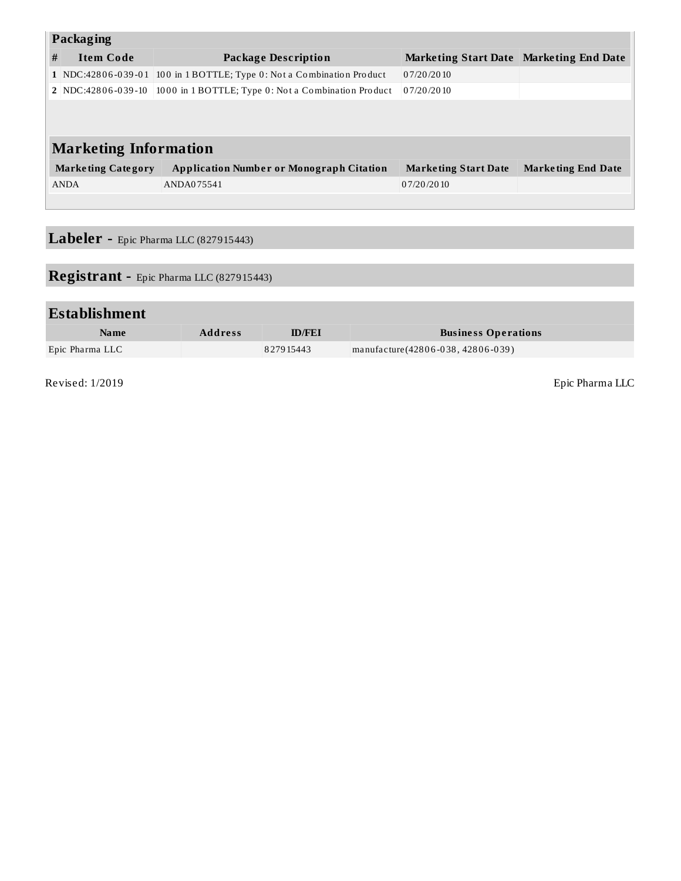**Packaging**

| # | Item Code | Package Description | Marketing Start Date | Marketing End Date |
|---|---|---|---|---|
| 1 | NDC:42806-039-01 | 100 in 1 BOTTLE; Type 0: Not a Combination Product | 07/20/2010 | |
| 2 | NDC:42806-039-10 | 1000 in 1 BOTTLE; Type 0: Not a Combination Product | 07/20/2010 | |

**Marketing Information**

| Marketing Category | Application Number or Monograph Citation | Marketing Start Date | Marketing End Date |
|---|---|---|---|
| ANDA | ANDA075541 | 07/20/2010 | |

## Labeler - Epic Pharma LLC (827915443)

## Registrant - Epic Pharma LLC (827915443)

## Establishment

| Name | Address | ID/FEI | Business Operations |
|---|---|---|---|
| Epic Pharma LLC | | 827915443 | manufacture(42806-038, 42806-039) |

Revised: 1/2019

Epic Pharma LLC